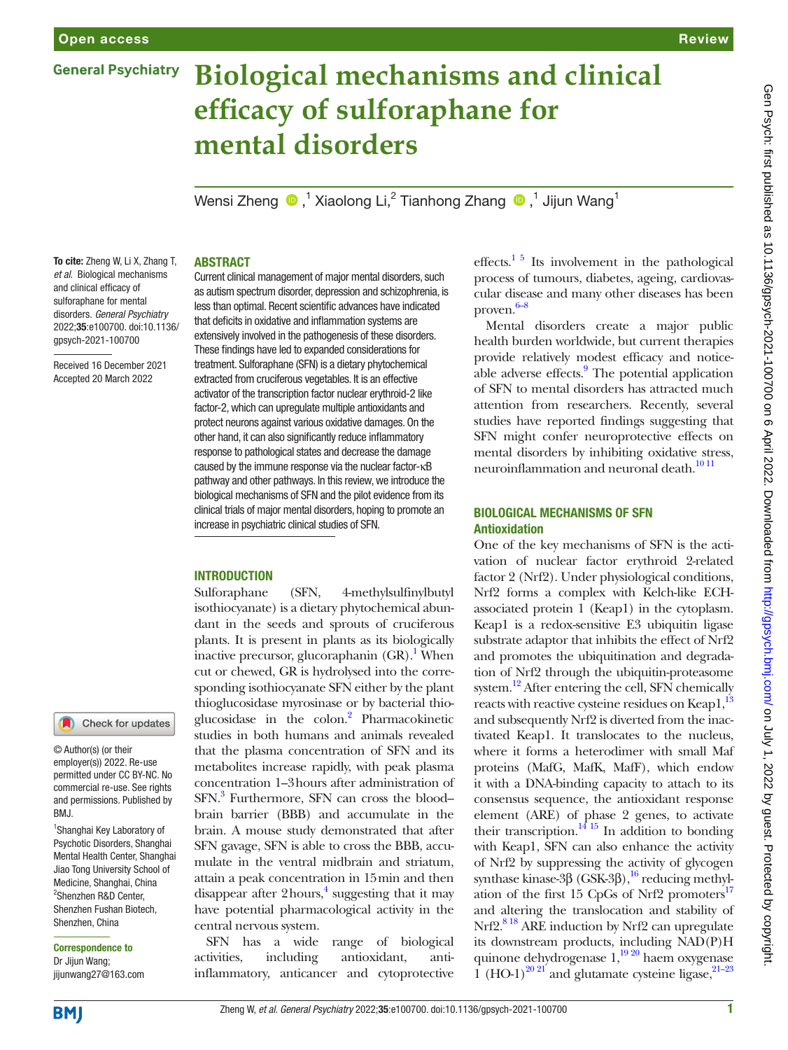# Biological mechanisms and clinical efficacy of sulforaphane for mental disorders

Wensi Zheng [1], Xiaolong Li [2], Tianhong Zhang [1], Jijun Wang [1]

**To cite:** Zheng W, Li X, Zhang T, *et al.* Biological mechanisms and clinical efficacy of sulforaphane for mental disorders. *General Psychiatry* 2022;**35**:e100700. doi:10.1136/gpsych-2021-100700

Received 16 December 2021
Accepted 20 March 2022

© Author(s) (or their employer(s)) 2022. Re-use permitted under CC BY-NC. No commercial re-use. See rights and permissions. Published by BMJ.

[1]Shanghai Key Laboratory of Psychotic Disorders, Shanghai Mental Health Center, Shanghai Jiao Tong University School of Medicine, Shanghai, China
[2]Shenzhen R&D Center, Shenzhen Fushan Biotech, Shenzhen, China

**Correspondence to**
Dr Jijun Wang;
jijunwang27@163.com

## ABSTRACT

Current clinical management of major mental disorders, such as autism spectrum disorder, depression and schizophrenia, is less than optimal. Recent scientific advances have indicated that deficits in oxidative and inflammation systems are extensively involved in the pathogenesis of these disorders. These findings have led to expanded considerations for treatment. Sulforaphane (SFN) is a dietary phytochemical extracted from cruciferous vegetables. It is an effective activator of the transcription factor nuclear erythroid-2 like factor-2, which can upregulate multiple antioxidants and protect neurons against various oxidative damages. On the other hand, it can also significantly reduce inflammatory response to pathological states and decrease the damage caused by the immune response via the nuclear factor-κB pathway and other pathways. In this review, we introduce the biological mechanisms of SFN and the pilot evidence from its clinical trials of major mental disorders, hoping to promote an increase in psychiatric clinical studies of SFN.

## INTRODUCTION

Sulforaphane (SFN, 4-methylsulfinylbutyl isothiocyanate) is a dietary phytochemical abundant in the seeds and sprouts of cruciferous plants. It is present in plants as its biologically inactive precursor, glucoraphanin (GR).[1] When cut or chewed, GR is hydrolysed into the corresponding isothiocyanate SFN either by the plant thioglucosidase myrosinase or by bacterial thioglucosidase in the colon.[2] Pharmacokinetic studies in both humans and animals revealed that the plasma concentration of SFN and its metabolites increase rapidly, with peak plasma concentration 1–3 hours after administration of SFN.[3] Furthermore, SFN can cross the blood–brain barrier (BBB) and accumulate in the brain. A mouse study demonstrated that after SFN gavage, SFN is able to cross the BBB, accumulate in the ventral midbrain and striatum, attain a peak concentration in 15 min and then disappear after 2 hours,[4] suggesting that it may have potential pharmacological activity in the central nervous system.

SFN has a wide range of biological activities, including antioxidant, anti-inflammatory, anticancer and cytoprotective effects.[1 5] Its involvement in the pathological process of tumours, diabetes, ageing, cardiovascular disease and many other diseases has been proven.[6–8]

Mental disorders create a major public health burden worldwide, but current therapies provide relatively modest efficacy and noticeable adverse effects.[9] The potential application of SFN to mental disorders has attracted much attention from researchers. Recently, several studies have reported findings suggesting that SFN might confer neuroprotective effects on mental disorders by inhibiting oxidative stress, neuroinflammation and neuronal death.[10 11]

## BIOLOGICAL MECHANISMS OF SFN

### Antioxidation

One of the key mechanisms of SFN is the activation of nuclear factor erythroid 2-related factor 2 (Nrf2). Under physiological conditions, Nrf2 forms a complex with Kelch-like ECH-associated protein 1 (Keap1) in the cytoplasm. Keap1 is a redox-sensitive E3 ubiquitin ligase substrate adaptor that inhibits the effect of Nrf2 and promotes the ubiquitination and degradation of Nrf2 through the ubiquitin-proteasome system.[12] After entering the cell, SFN chemically reacts with reactive cysteine residues on Keap1,[13] and subsequently Nrf2 is diverted from the inactivated Keap1. It translocates to the nucleus, where it forms a heterodimer with small Maf proteins (MafG, MafK, MafF), which endow it with a DNA-binding capacity to attach to its consensus sequence, the antioxidant response element (ARE) of phase 2 genes, to activate their transcription.[14 15] In addition to bonding with Keap1, SFN can also enhance the activity of Nrf2 by suppressing the activity of glycogen synthase kinase-3β (GSK-3β),[16] reducing methylation of the first 15 CpGs of Nrf2 promoters[17] and altering the translocation and stability of Nrf2.[8 18] ARE induction by Nrf2 can upregulate its downstream products, including NAD(P)H quinone dehydrogenase 1,[19 20] haem oxygenase 1 (HO-1)[20 21] and glutamate cysteine ligase,[21–23]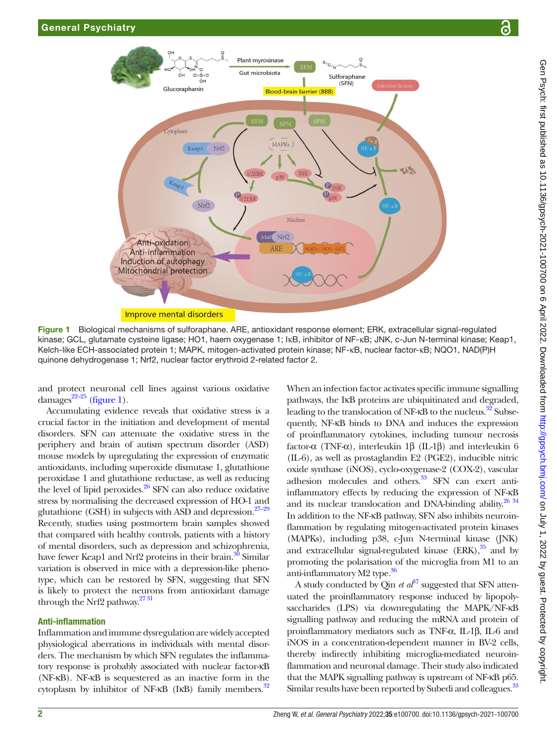Figure 1 Biological mechanisms of sulforaphane. ARE, antioxidant response element; ERK, extracellular signal-regulated kinase; GCL, glutamate cysteine ligase; HO1, haem oxygenase 1; IκB, inhibitor of NF-κB; JNK, c-Jun N-terminal kinase; Keap1, Kelch-like ECH-associated protein 1; MAPK, mitogen-activated protein kinase; NF-κB, nuclear factor-κB; NQO1, NAD(P)H quinone dehydrogenase 1; Nrf2, nuclear factor erythroid 2-related factor 2.

and protect neuronal cell lines against various oxidative damages[22–25] (figure 1).

Accumulating evidence reveals that oxidative stress is a crucial factor in the initiation and development of mental disorders. SFN can attenuate the oxidative stress in the periphery and brain of autism spectrum disorder (ASD) mouse models by upregulating the expression of enzymatic antioxidants, including superoxide dismutase 1, glutathione peroxidase 1 and glutathione reductase, as well as reducing the level of lipid peroxides.[26] SFN can also reduce oxidative stress by normalising the decreased expression of HO-1 and glutathione (GSH) in subjects with ASD and depression.[27–29] Recently, studies using postmortem brain samples showed that compared with healthy controls, patients with a history of mental disorders, such as depression and schizophrenia, have fewer Keap1 and Nrf2 proteins in their brain.[30] Similar variation is observed in mice with a depression-like phenotype, which can be restored by SFN, suggesting that SFN is likely to protect the neurons from antioxidant damage through the Nrf2 pathway.[27 31]

## Anti-inflammation

Inflammation and immune dysregulation are widely accepted physiological aberrations in individuals with mental disorders. The mechanism by which SFN regulates the inflammatory response is probably associated with nuclear factor-κB (NF-κB). NF-κB is sequestered as an inactive form in the cytoplasm by inhibitor of NF-κB (IκB) family members.[32] When an infection factor activates specific immune signalling pathways, the IκB proteins are ubiquitinated and degraded, leading to the translocation of NF-κB to the nucleus.[32] Subsequently, NF-κB binds to DNA and induces the expression of proinflammatory cytokines, including tumour necrosis factor-α (TNF-α), interleukin 1β (IL-1β) and interleukin 6 (IL-6), as well as prostaglandin E2 (PGE2), inducible nitric oxide synthase (iNOS), cyclo-oxygenase-2 (COX-2), vascular adhesion molecules and others.[33] SFN can exert anti-inflammatory effects by reducing the expression of NF-κB and its nuclear translocation and DNA-binding ability.[26 34] In addition to the NF-κB pathway, SFN also inhibits neuroinflammation by regulating mitogen-activated protein kinases (MAPKs), including p38, c-Jun N-terminal kinase (JNK) and extracellular signal-regulated kinase (ERK),[35] and by promoting the polarisation of the microglia from M1 to an anti-inflammatory M2 type.[36]

A study conducted by Qin *et al*[37] suggested that SFN attenuated the proinflammatory response induced by lipopolysaccharides (LPS) via downregulating the MAPK/NF-κB signalling pathway and reducing the mRNA and protein of proinflammatory mediators such as TNF-α, IL-1β, IL-6 and iNOS in a concentration-dependent manner in BV-2 cells, thereby indirectly inhibiting microglia-mediated neuroinflammation and neuronal damage. Their study also indicated that the MAPK signalling pathway is upstream of NF-κB p65. Similar results have been reported by Subedi and colleagues.[33]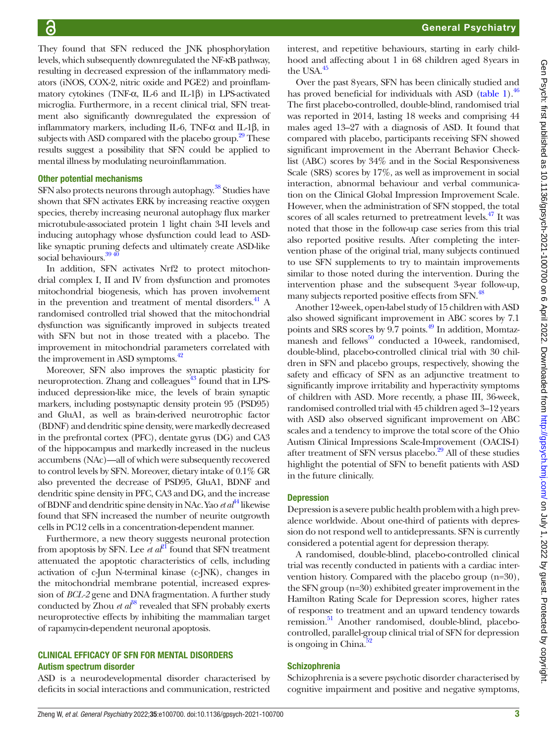They found that SFN reduced the JNK phosphorylation levels, which subsequently downregulated the NF-κB pathway, resulting in decreased expression of the inflammatory mediators (iNOS, COX-2, nitric oxide and PGE2) and proinflammatory cytokines (TNF-α, IL-6 and IL-1β) in LPS-activated microglia. Furthermore, in a recent clinical trial, SFN treatment also significantly downregulated the expression of inflammatory markers, including IL-6, TNF-α and IL-1β, in subjects with ASD compared with the placebo group.[29] These results suggest a possibility that SFN could be applied to mental illness by modulating neuroinflammation.

### Other potential mechanisms

SFN also protects neurons through autophagy.[38] Studies have shown that SFN activates ERK by increasing reactive oxygen species, thereby increasing neuronal autophagy flux marker microtubule-associated protein 1 light chain 3-II levels and inducing autophagy whose dysfunction could lead to ASD-like synaptic pruning defects and ultimately create ASD-like social behaviours.[39 40]

In addition, SFN activates Nrf2 to protect mitochondrial complex I, II and IV from dysfunction and promotes mitochondrial biogenesis, which has proven involvement in the prevention and treatment of mental disorders.[41] A randomised controlled trial showed that the mitochondrial dysfunction was significantly improved in subjects treated with SFN but not in those treated with a placebo. The improvement in mitochondrial parameters correlated with the improvement in ASD symptoms.[42]

Moreover, SFN also improves the synaptic plasticity for neuroprotection. Zhang and colleagues[43] found that in LPS-induced depression-like mice, the levels of brain synaptic markers, including postsynaptic density protein 95 (PSD95) and GluA1, as well as brain-derived neurotrophic factor (BDNF) and dendritic spine density, were markedly decreased in the prefrontal cortex (PFC), dentate gyrus (DG) and CA3 of the hippocampus and markedly increased in the nucleus accumbens (NAc)—all of which were subsequently recovered to control levels by SFN. Moreover, dietary intake of 0.1% GR also prevented the decrease of PSD95, GluA1, BDNF and dendritic spine density in PFC, CA3 and DG, and the increase of BDNF and dendritic spine density in NAc. Yao *et al*[44] likewise found that SFN increased the number of neurite outgrowth cells in PC12 cells in a concentration-dependent manner.

Furthermore, a new theory suggests neuronal protection from apoptosis by SFN. Lee *et al*[21] found that SFN treatment attenuated the apoptotic characteristics of cells, including activation of c-Jun N-terminal kinase (c-JNK), changes in the mitochondrial membrane potential, increased expression of *BCL-2* gene and DNA fragmentation. A further study conducted by Zhou *et al*[38] revealed that SFN probably exerts neuroprotective effects by inhibiting the mammalian target of rapamycin-dependent neuronal apoptosis.

## CLINICAL EFFICACY OF SFN FOR MENTAL DISORDERS

### Autism spectrum disorder

ASD is a neurodevelopmental disorder characterised by deficits in social interactions and communication, restricted interest, and repetitive behaviours, starting in early childhood and affecting about 1 in 68 children aged 8years in the USA.[45]

Over the past 8years, SFN has been clinically studied and has proved beneficial for individuals with ASD (table 1).[46] The first placebo-controlled, double-blind, randomised trial was reported in 2014, lasting 18 weeks and comprising 44 males aged 13–27 with a diagnosis of ASD. It found that compared with placebo, participants receiving SFN showed significant improvement in the Aberrant Behavior Checklist (ABC) scores by 34% and in the Social Responsiveness Scale (SRS) scores by 17%, as well as improvement in social interaction, abnormal behaviour and verbal communication on the Clinical Global Impression Improvement Scale. However, when the administration of SFN stopped, the total scores of all scales returned to pretreatment levels.[47] It was noted that those in the follow-up case series from this trial also reported positive results. After completing the intervention phase of the original trial, many subjects continued to use SFN supplements to try to maintain improvements similar to those noted during the intervention. During the intervention phase and the subsequent 3-year follow-up, many subjects reported positive effects from SFN.[48]

Another 12-week, open-label study of 15 children with ASD also showed significant improvement in ABC scores by 7.1 points and SRS scores by 9.7 points.[49] In addition, Momtazmanesh and fellows[50] conducted a 10-week, randomised, double-blind, placebo-controlled clinical trial with 30 children in SFN and placebo groups, respectively, showing the safety and efficacy of SFN as an adjunctive treatment to significantly improve irritability and hyperactivity symptoms of children with ASD. More recently, a phase III, 36-week, randomised controlled trial with 45 children aged 3–12 years with ASD also observed significant improvement on ABC scales and a tendency to improve the total score of the Ohio Autism Clinical Impressions Scale-Improvement (OACIS-I) after treatment of SFN versus placebo.[29] All of these studies highlight the potential of SFN to benefit patients with ASD in the future clinically.

### Depression

Depression is a severe public health problem with a high prevalence worldwide. About one-third of patients with depression do not respond well to antidepressants. SFN is currently considered a potential agent for depression therapy.

A randomised, double-blind, placebo-controlled clinical trial was recently conducted in patients with a cardiac intervention history. Compared with the placebo group (n=30), the SFN group (n=30) exhibited greater improvement in the Hamilton Rating Scale for Depression scores, higher rates of response to treatment and an upward tendency towards remission.[51] Another randomised, double-blind, placebo-controlled, parallel-group clinical trial of SFN for depression is ongoing in China.[52]

### Schizophrenia

Schizophrenia is a severe psychotic disorder characterised by cognitive impairment and positive and negative symptoms,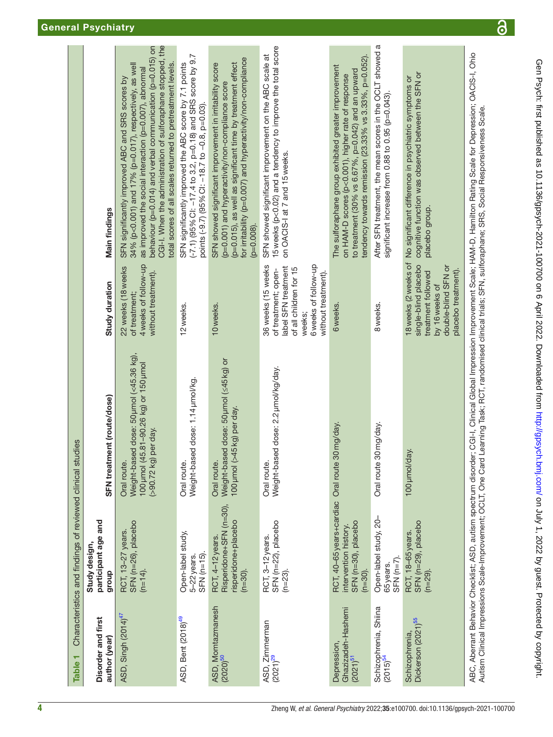**Table 1** Characteristics and findings of reviewed clinical studies

| Disorder and first author (year) | Study design, participant age and group | SFN treatment (route/dose) | Study duration | Main findings |
|---|---|---|---|---|
| ASD, Singh (2014)[47] | RCT, 13–27 years. SFN (n=26), placebo (n=14). | Oral route. Weight-based dose: 50 µmol (<45.36 kg), 100 µmol (45.81–90.26 kg) or 150 µmol (>90.72 kg) per day. | 22 weeks (18 weeks of treatment; 4 weeks of follow-up without treatment). | SFN significantly improved ABC and SRS scores by 34% (p<0.001) and 17% (p=0.017), respectively, as well as improved the social interaction (p=0.007), abnormal behaviour (p=0.014) and verbal communication (p=0.015) on CGI-I. When the administration of sulforaphane stopped, the total scores of all scales returned to pretreatment levels. |
| ASD, Bent (2018)[49] | Open-label study, 5–22 years. SFN (n=15). | Oral route. Weight-based dose: 1.14 µmol/kg. | 12 weeks. | SFN significantly improved the ABC score by 7.1 points (-7.1) (95% CI: −17.4 to 3.2, p=0.18) and SRS score by 9.7 points (-9.7) (95% CI: −18.7 to −0.8, p=0.03). |
| ASD, Momtazmanesh (2020)[50] | RCT, 4–12 years. Risperidone+SFN (n=30), risperidone+placebo (n=30). | Oral route. Weight-based dose: 50 µmol (≤45 kg) or 100 µmol (>45 kg) per day. | 10 weeks. | SFN showed significant improvement in irritability score (p=0.001) and hyperactivity/non-compliance score (p=0.015), as well as significant time by treatment effect for irritability (p=0.007) and hyperactivity/non-compliance (p=0.008). |
| ASD, Zimmerman (2021)[29] | RCT, 3–12 years. SFN (n=22), placebo (n=23). | Oral route. Weight-based dose: 2.2 µmol/kg/day. | 36 weeks (15 weeks of treatment; open-label SFN treatment of all children for 15 weeks; 6 weeks of follow-up without treatment). | SFN showed significant improvement on the ABC scale at 15 weeks (p<0.02) and a tendency to improve the total score on OACIS-I at 7 and 15 weeks. |
| Depression, Ghazizadeh-Hashemi (2021)[51] | RCT, 40–65 years-cardiac intervention history. SFN (n=30), placebo (n=30). | Oral route 30 mg/day. | 6 weeks. | The sulforaphane group exhibited greater improvement on HAM-D scores (p<0.001), higher rate of response to treatment (30% vs 6.67%, p=0.042) and an upward tendency towards remission (23.33% vs 3.33%, p=0.052). |
| Schizophrenia, Shiina (2015)[54] | Open-label study, 20–65 years. SFN (n=7). | Oral route 30 mg/day. | 8 weeks. | After SFN treatment, the mean scores in the OCLT showed a significant increase from 0.88 to 0.95 (p=0.043). |
| Schizophrenia, Dickerson (2021)[55] | RCT, 18–65 years. SFN (n=29), placebo (n=29). | 100 µmol/day. | 18 weeks (2 weeks of single-blind placebo treatment followed by 16 weeks of double-blind SFN or placebo treatment). | No significant difference in psychiatric symptoms or cognitive function was observed between the SFN or placebo group. |

ABC, Aberrant Behavior Checklist; ASD, autism spectrum disorder; CGI-I, Clinical Global Impression Improvement Scale; HAM-D, Hamilton Rating Scale for Depression; OACIS-I, Ohio Autism Clinical Impressions Scale-Improvement; OCLT, One Card Learning Task; RCT, randomised clinical trials; SFN, sulforaphane; SRS, Social Responsiveness Scale.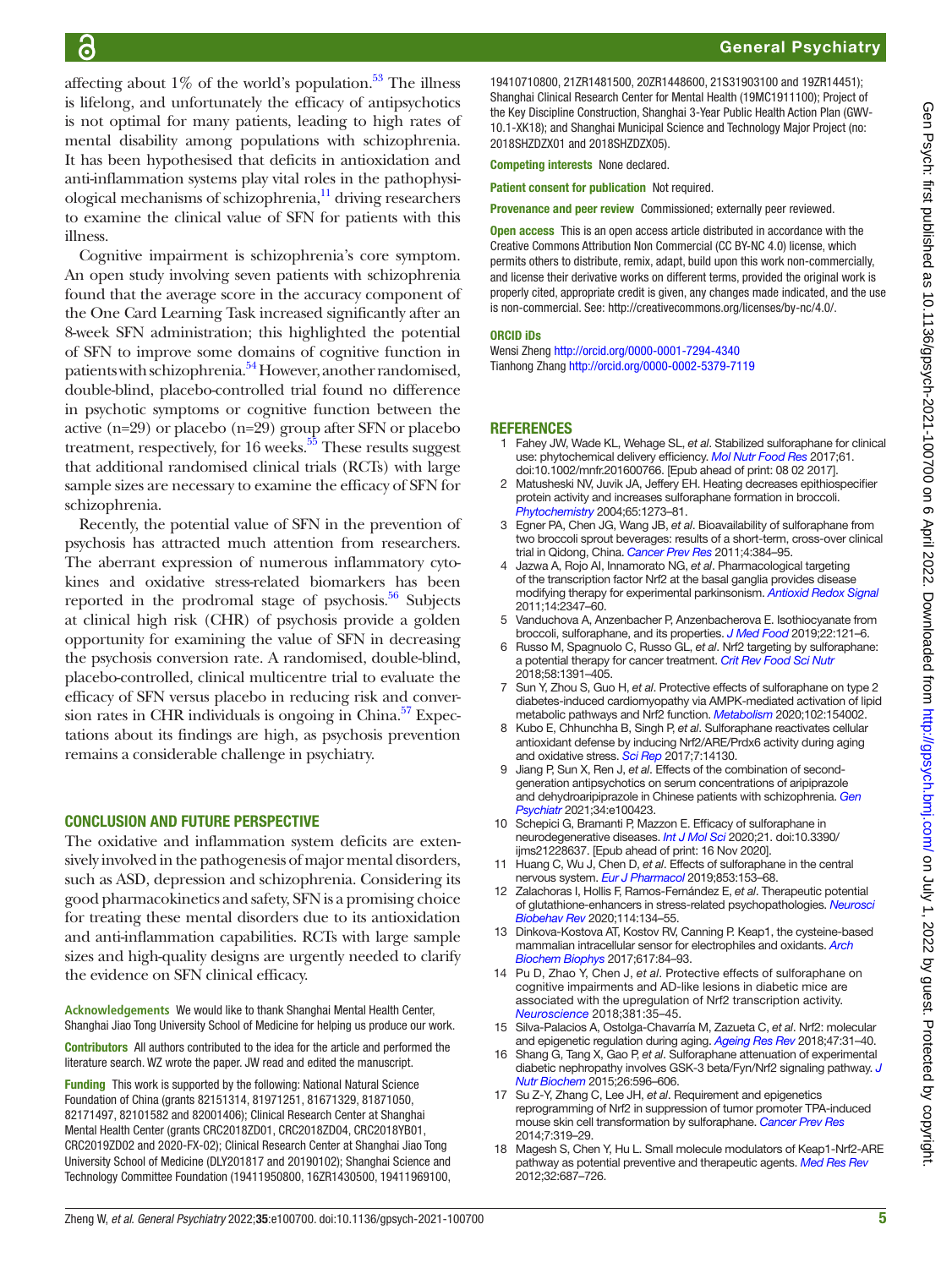affecting about 1% of the world's population.[53] The illness is lifelong, and unfortunately the efficacy of antipsychotics is not optimal for many patients, leading to high rates of mental disability among populations with schizophrenia. It has been hypothesised that deficits in antioxidation and anti-inflammation systems play vital roles in the pathophysiological mechanisms of schizophrenia,[11] driving researchers to examine the clinical value of SFN for patients with this illness.

Cognitive impairment is schizophrenia's core symptom. An open study involving seven patients with schizophrenia found that the average score in the accuracy component of the One Card Learning Task increased significantly after an 8-week SFN administration; this highlighted the potential of SFN to improve some domains of cognitive function in patients with schizophrenia.[54] However, another randomised, double-blind, placebo-controlled trial found no difference in psychotic symptoms or cognitive function between the active (n=29) or placebo (n=29) group after SFN or placebo treatment, respectively, for 16 weeks.[55] These results suggest that additional randomised clinical trials (RCTs) with large sample sizes are necessary to examine the efficacy of SFN for schizophrenia.

Recently, the potential value of SFN in the prevention of psychosis has attracted much attention from researchers. The aberrant expression of numerous inflammatory cytokines and oxidative stress-related biomarkers has been reported in the prodromal stage of psychosis.[56] Subjects at clinical high risk (CHR) of psychosis provide a golden opportunity for examining the value of SFN in decreasing the psychosis conversion rate. A randomised, double-blind, placebo-controlled, clinical multicentre trial to evaluate the efficacy of SFN versus placebo in reducing risk and conversion rates in CHR individuals is ongoing in China.[57] Expectations about its findings are high, as psychosis prevention remains a considerable challenge in psychiatry.

## CONCLUSION AND FUTURE PERSPECTIVE

The oxidative and inflammation system deficits are extensively involved in the pathogenesis of major mental disorders, such as ASD, depression and schizophrenia. Considering its good pharmacokinetics and safety, SFN is a promising choice for treating these mental disorders due to its antioxidation and anti-inflammation capabilities. RCTs with large sample sizes and high-quality designs are urgently needed to clarify the evidence on SFN clinical efficacy.

**Acknowledgements** We would like to thank Shanghai Mental Health Center, Shanghai Jiao Tong University School of Medicine for helping us produce our work.

**Contributors** All authors contributed to the idea for the article and performed the literature search. WZ wrote the paper. JW read and edited the manuscript.

**Funding** This work is supported by the following: National Natural Science Foundation of China (grants 82151314, 81971251, 81671329, 81871050, 82171497, 82101582 and 82001406); Clinical Research Center at Shanghai Mental Health Center (grants CRC2018ZD01, CRC2018ZD04, CRC2018YB01, CRC2019ZD02 and 2020-FX-02); Clinical Research Center at Shanghai Jiao Tong University School of Medicine (DLY201817 and 20190102); Shanghai Science and Technology Committee Foundation (19411950800, 16ZR1430500, 19411969100, 19410710800, 21ZR1481500, 20ZR1448600, 21S31903100 and 19ZR14451); Shanghai Clinical Research Center for Mental Health (19MC1911100); Project of the Key Discipline Construction, Shanghai 3-Year Public Health Action Plan (GWV-10.1-XK18); and Shanghai Municipal Science and Technology Major Project (no: 2018SHZDZX01 and 2018SHZDZX05).

**Competing interests** None declared.

**Patient consent for publication** Not required.

**Provenance and peer review** Commissioned; externally peer reviewed.

**Open access** This is an open access article distributed in accordance with the Creative Commons Attribution Non Commercial (CC BY-NC 4.0) license, which permits others to distribute, remix, adapt, build upon this work non-commercially, and license their derivative works on different terms, provided the original work is properly cited, appropriate credit is given, any changes made indicated, and the use is non-commercial. See: http://creativecommons.org/licenses/by-nc/4.0/.

**ORCID iDs**

Wensi Zheng http://orcid.org/0000-0001-7294-4340
Tianhong Zhang http://orcid.org/0000-0002-5379-7119

## REFERENCES

1. Fahey JW, Wade KL, Wehage SL, *et al*. Stabilized sulforaphane for clinical use: phytochemical delivery efficiency. *Mol Nutr Food Res* 2017;61. doi:10.1002/mnfr.201600766. [Epub ahead of print: 08 02 2017].
2. Matusheski NV, Juvik JA, Jeffery EH. Heating decreases epithiospecifier protein activity and increases sulforaphane formation in broccoli. *Phytochemistry* 2004;65:1273–81.
3. Egner PA, Chen JG, Wang JB, *et al*. Bioavailability of sulforaphane from two broccoli sprout beverages: results of a short-term, cross-over clinical trial in Qidong, China. *Cancer Prev Res* 2011;4:384–95.
4. Jazwa A, Rojo AI, Innamorato NG, *et al*. Pharmacological targeting of the transcription factor Nrf2 at the basal ganglia provides disease modifying therapy for experimental parkinsonism. *Antioxid Redox Signal* 2011;14:2347–60.
5. Vanduchova A, Anzenbacher P, Anzenbacherova E. Isothiocyanate from broccoli, sulforaphane, and its properties. *J Med Food* 2019;22:121–6.
6. Russo M, Spagnuolo C, Russo GL, *et al*. Nrf2 targeting by sulforaphane: a potential therapy for cancer treatment. *Crit Rev Food Sci Nutr* 2018;58:1391–405.
7. Sun Y, Zhou S, Guo H, *et al*. Protective effects of sulforaphane on type 2 diabetes-induced cardiomyopathy via AMPK-mediated activation of lipid metabolic pathways and Nrf2 function. *Metabolism* 2020;102:154002.
8. Kubo E, Chhunchha B, Singh P, *et al*. Sulforaphane reactivates cellular antioxidant defense by inducing Nrf2/ARE/Prdx6 activity during aging and oxidative stress. *Sci Rep* 2017;7:14130.
9. Jiang P, Sun X, Ren J, *et al*. Effects of the combination of second-generation antipsychotics on serum concentrations of aripiprazole and dehydroaripiprazole in Chinese patients with schizophrenia. *Gen Psychiatr* 2021;34:e100423.
10. Schepici G, Bramanti P, Mazzon E. Efficacy of sulforaphane in neurodegenerative diseases. *Int J Mol Sci* 2020;21. doi:10.3390/ijms21228637. [Epub ahead of print: 16 Nov 2020].
11. Huang C, Wu J, Chen D, *et al*. Effects of sulforaphane in the central nervous system. *Eur J Pharmacol* 2019;853:153–68.
12. Zalachoras I, Hollis F, Ramos-Fernández E, *et al*. Therapeutic potential of glutathione-enhancers in stress-related psychopathologies. *Neurosci Biobehav Rev* 2020;114:134–55.
13. Dinkova-Kostova AT, Kostov RV, Canning P. Keap1, the cysteine-based mammalian intracellular sensor for electrophiles and oxidants. *Arch Biochem Biophys* 2017;617:84–93.
14. Pu D, Zhao Y, Chen J, *et al*. Protective effects of sulforaphane on cognitive impairments and AD-like lesions in diabetic mice are associated with the upregulation of Nrf2 transcription activity. *Neuroscience* 2018;381:35–45.
15. Silva-Palacios A, Ostolga-Chavarría M, Zazueta C, *et al*. Nrf2: molecular and epigenetic regulation during aging. *Ageing Res Rev* 2018;47:31–40.
16. Shang G, Tang X, Gao P, *et al*. Sulforaphane attenuation of experimental diabetic nephropathy involves GSK-3 beta/Fyn/Nrf2 signaling pathway. *J Nutr Biochem* 2015;26:596–606.
17. Su Z-Y, Zhang C, Lee JH, *et al*. Requirement and epigenetics reprogramming of Nrf2 in suppression of tumor promoter TPA-induced mouse skin cell transformation by sulforaphane. *Cancer Prev Res* 2014;7:319–29.
18. Magesh S, Chen Y, Hu L. Small molecule modulators of Keap1-Nrf2-ARE pathway as potential preventive and therapeutic agents. *Med Res Rev* 2012;32:687–726.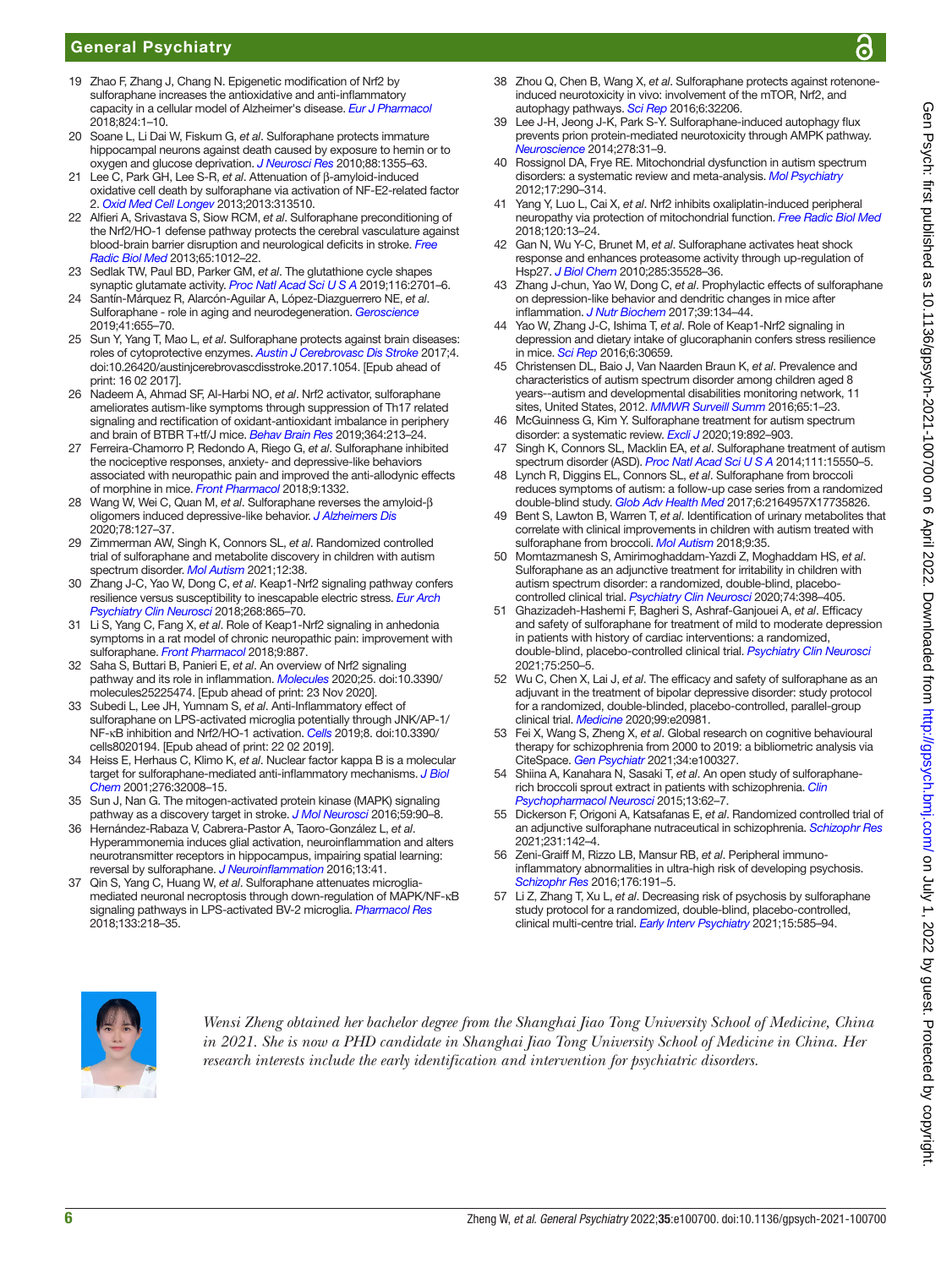19 Zhao F, Zhang J, Chang N. Epigenetic modification of Nrf2 by sulforaphane increases the antioxidative and anti-inflammatory capacity in a cellular model of Alzheimer's disease. *Eur J Pharmacol* 2018;824:1–10.

20 Soane L, Li Dai W, Fiskum G, *et al*. Sulforaphane protects immature hippocampal neurons against death caused by exposure to hemin or to oxygen and glucose deprivation. *J Neurosci Res* 2010;88:1355–63.

21 Lee C, Park GH, Lee S-R, *et al*. Attenuation of β-amyloid-induced oxidative cell death by sulforaphane via activation of NF-E2-related factor 2. *Oxid Med Cell Longev* 2013;2013:313510.

22 Alfieri A, Srivastava S, Siow RCM, *et al*. Sulforaphane preconditioning of the Nrf2/HO-1 defense pathway protects the cerebral vasculature against blood-brain barrier disruption and neurological deficits in stroke. *Free Radic Biol Med* 2013;65:1012–22.

23 Sedlak TW, Paul BD, Parker GM, *et al*. The glutathione cycle shapes synaptic glutamate activity. *Proc Natl Acad Sci U S A* 2019;116:2701–6.

24 Santín-Márquez R, Alarcón-Aguilar A, López-Diazguerrero NE, *et al*. Sulforaphane - role in aging and neurodegeneration. *Geroscience* 2019;41:655–70.

25 Sun Y, Yang T, Mao L, *et al*. Sulforaphane protects against brain diseases: roles of cytoprotective enzymes. *Austin J Cerebrovasc Dis Stroke* 2017;4. doi:10.26420/austinjcerebrovascdisstroke.2017.1054. [Epub ahead of print: 16 02 2017].

26 Nadeem A, Ahmad SF, Al-Harbi NO, *et al*. Nrf2 activator, sulforaphane ameliorates autism-like symptoms through suppression of Th17 related signaling and rectification of oxidant-antioxidant imbalance in periphery and brain of BTBR T+tf/J mice. *Behav Brain Res* 2019;364:213–24.

27 Ferreira-Chamorro P, Redondo A, Riego G, *et al*. Sulforaphane inhibited the nociceptive responses, anxiety- and depressive-like behaviors associated with neuropathic pain and improved the anti-allodynic effects of morphine in mice. *Front Pharmacol* 2018;9:1332.

28 Wang W, Wei C, Quan M, *et al*. Sulforaphane reverses the amyloid-β oligomers induced depressive-like behavior. *J Alzheimers Dis* 2020;78:127–37.

29 Zimmerman AW, Singh K, Connors SL, *et al*. Randomized controlled trial of sulforaphane and metabolite discovery in children with autism spectrum disorder. *Mol Autism* 2021;12:38.

30 Zhang J-C, Yao W, Dong C, *et al*. Keap1-Nrf2 signaling pathway confers resilience versus susceptibility to inescapable electric stress. *Eur Arch Psychiatry Clin Neurosci* 2018;268:865–70.

31 Li S, Yang C, Fang X, *et al*. Role of Keap1-Nrf2 signaling in anhedonia symptoms in a rat model of chronic neuropathic pain: improvement with sulforaphane. *Front Pharmacol* 2018;9:887.

32 Saha S, Buttari B, Panieri E, *et al*. An overview of Nrf2 signaling pathway and its role in inflammation. *Molecules* 2020;25. doi:10.3390/molecules25225474. [Epub ahead of print: 23 Nov 2020].

33 Subedi L, Lee JH, Yumnam S, *et al*. Anti-Inflammatory effect of sulforaphane on LPS-activated microglia potentially through JNK/AP-1/NF-κB inhibition and Nrf2/HO-1 activation. *Cells* 2019;8. doi:10.3390/cells8020194. [Epub ahead of print: 22 02 2019].

34 Heiss E, Herhaus C, Klimo K, *et al*. Nuclear factor kappa B is a molecular target for sulforaphane-mediated anti-inflammatory mechanisms. *J Biol Chem* 2001;276:32008–15.

35 Sun J, Nan G. The mitogen-activated protein kinase (MAPK) signaling pathway as a discovery target in stroke. *J Mol Neurosci* 2016;59:90–8.

36 Hernández-Rabaza V, Cabrera-Pastor A, Taoro-González L, *et al*. Hyperammonemia induces glial activation, neuroinflammation and alters neurotransmitter receptors in hippocampus, impairing spatial learning: reversal by sulforaphane. *J Neuroinflammation* 2016;13:41.

37 Qin S, Yang C, Huang W, *et al*. Sulforaphane attenuates microglia-mediated neuronal necroptosis through down-regulation of MAPK/NF-κB signaling pathways in LPS-activated BV-2 microglia. *Pharmacol Res* 2018;133:218–35.

38 Zhou Q, Chen B, Wang X, *et al*. Sulforaphane protects against rotenone-induced neurotoxicity in vivo: involvement of the mTOR, Nrf2, and autophagy pathways. *Sci Rep* 2016;6:32206.

39 Lee J-H, Jeong J-K, Park S-Y. Sulforaphane-induced autophagy flux prevents prion protein-mediated neurotoxicity through AMPK pathway. *Neuroscience* 2014;278:31–9.

40 Rossignol DA, Frye RE. Mitochondrial dysfunction in autism spectrum disorders: a systematic review and meta-analysis. *Mol Psychiatry* 2012;17:290–314.

41 Yang Y, Luo L, Cai X, *et al*. Nrf2 inhibits oxaliplatin-induced peripheral neuropathy via protection of mitochondrial function. *Free Radic Biol Med* 2018;120:13–24.

42 Gan N, Wu Y-C, Brunet M, *et al*. Sulforaphane activates heat shock response and enhances proteasome activity through up-regulation of Hsp27. *J Biol Chem* 2010;285:35528–36.

43 Zhang J-chun, Yao W, Dong C, *et al*. Prophylactic effects of sulforaphane on depression-like behavior and dendritic changes in mice after inflammation. *J Nutr Biochem* 2017;39:134–44.

44 Yao W, Zhang J-C, Ishima T, *et al*. Role of Keap1-Nrf2 signaling in depression and dietary intake of glucoraphanin confers stress resilience in mice. *Sci Rep* 2016;6:30659.

45 Christensen DL, Baio J, Van Naarden Braun K, *et al*. Prevalence and characteristics of autism spectrum disorder among children aged 8 years--autism and developmental disabilities monitoring network, 11 sites, United States, 2012. *MMWR Surveill Summ* 2016;65:1–23.

46 McGuinness G, Kim Y. Sulforaphane treatment for autism spectrum disorder: a systematic review. *Excli J* 2020;19:892–903.

47 Singh K, Connors SL, Macklin EA, *et al*. Sulforaphane treatment of autism spectrum disorder (ASD). *Proc Natl Acad Sci U S A* 2014;111:15550–5.

48 Lynch R, Diggins EL, Connors SL, *et al*. Sulforaphane from broccoli reduces symptoms of autism: a follow-up case series from a randomized double-blind study. *Glob Adv Health Med* 2017;6:2164957X17735826.

49 Bent S, Lawton B, Warren T, *et al*. Identification of urinary metabolites that correlate with clinical improvements in children with autism treated with sulforaphane from broccoli. *Mol Autism* 2018;9:35.

50 Momtazmanesh S, Amirimoghaddam-Yazdi Z, Moghaddam HS, *et al*. Sulforaphane as an adjunctive treatment for irritability in children with autism spectrum disorder: a randomized, double-blind, placebo-controlled clinical trial. *Psychiatry Clin Neurosci* 2020;74:398–405.

51 Ghazizadeh-Hashemi F, Bagheri S, Ashraf-Ganjouei A, *et al*. Efficacy and safety of sulforaphane for treatment of mild to moderate depression in patients with history of cardiac interventions: a randomized, double-blind, placebo-controlled clinical trial. *Psychiatry Clin Neurosci* 2021;75:250–5.

52 Wu C, Chen X, Lai J, *et al*. The efficacy and safety of sulforaphane as an adjuvant in the treatment of bipolar depressive disorder: study protocol for a randomized, double-blind, placebo-controlled, parallel-group clinical trial. *Medicine* 2020;99:e20981.

53 Fei X, Wang S, Zheng X, *et al*. Global research on cognitive behavioural therapy for schizophrenia from 2000 to 2019: a bibliometric analysis via CiteSpace. *Gen Psychiatr* 2021;34:e100327.

54 Shiina A, Kanahara N, Sasaki T, *et al*. An open study of sulforaphane-rich broccoli sprout extract in patients with schizophrenia. *Clin Psychopharmacol Neurosci* 2015;13:62–7.

55 Dickerson F, Origoni A, Katsafanas E, *et al*. Randomized controlled trial of an adjunctive sulforaphane nutraceutical in schizophrenia. *Schizophr Res* 2021;231:142–4.

56 Zeni-Graiff M, Rizzo LB, Mansur RB, *et al*. Peripheral immuno-inflammatory abnormalities in ultra-high risk of developing psychosis. *Schizophr Res* 2016;176:191–5.

57 Li Z, Zhang T, Xu L, *et al*. Decreasing risk of psychosis by sulforaphane study protocol for a randomized, double-blind, placebo-controlled, clinical multi-centre trial. *Early Interv Psychiatry* 2021;15:585–94.

*Wensi Zheng obtained her bachelor degree from the Shanghai Jiao Tong University School of Medicine, China in 2021. She is now a PHD candidate in Shanghai Jiao Tong University School of Medicine in China. Her research interests include the early identification and intervention for psychiatric disorders.*